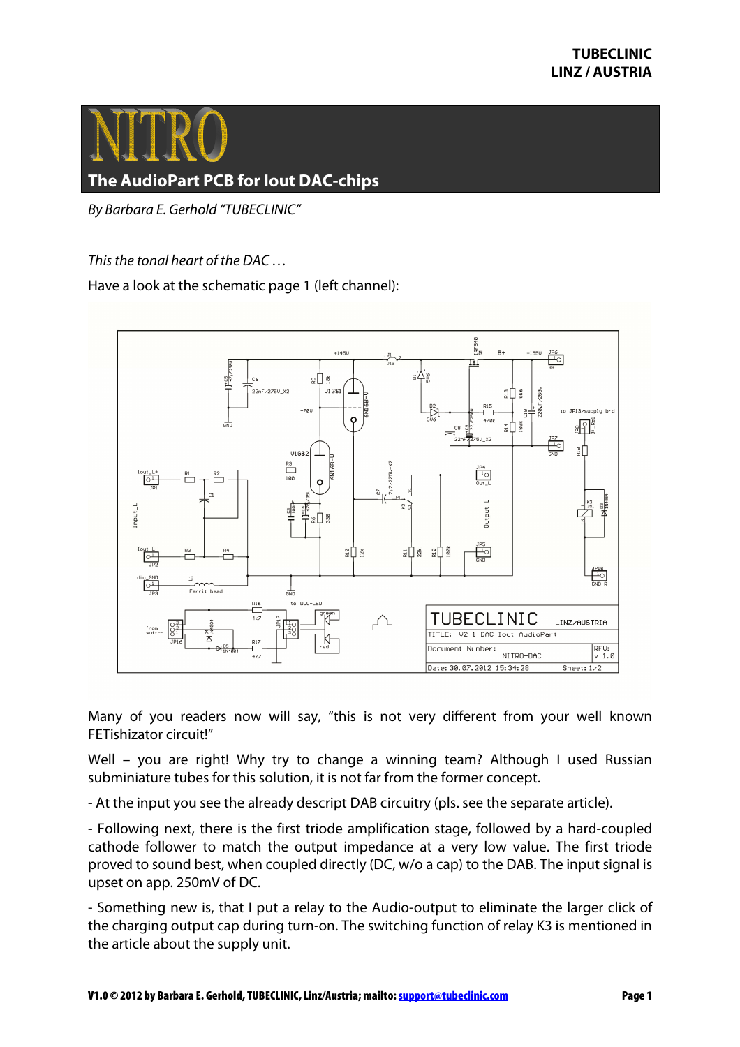# NITRO

## The AudioPart PCB for Iout DAC-chips

*By Barbara E. Gerhold "TUBECLINIC"*

*This the tonal heart of the DAC …*

Have a look at the schematic page 1 (left channel):

Many of you readers now will say, "this is not very different from your well known FETishizator circuit!"

Well – you are right! Why try to change a winning team? Although I used Russian subminiature tubes for this solution, it is not far from the former concept.

- At the input you see the already descript DAB circuitry (pls. see the separate article).

- Following next, there is the first triode amplification stage, followed by a hard-coupled cathode follower to match the output impedance at a very low value. The first triode proved to sound best, when coupled directly (DC, w/o a cap) to the DAB. The input signal is upset on app. 250mV of DC.

- Something new is, that I put a relay to the Audio-output to eliminate the larger click of the charging output cap during turn-on. The switching function of relay K3 is mentioned in the article about the supply unit.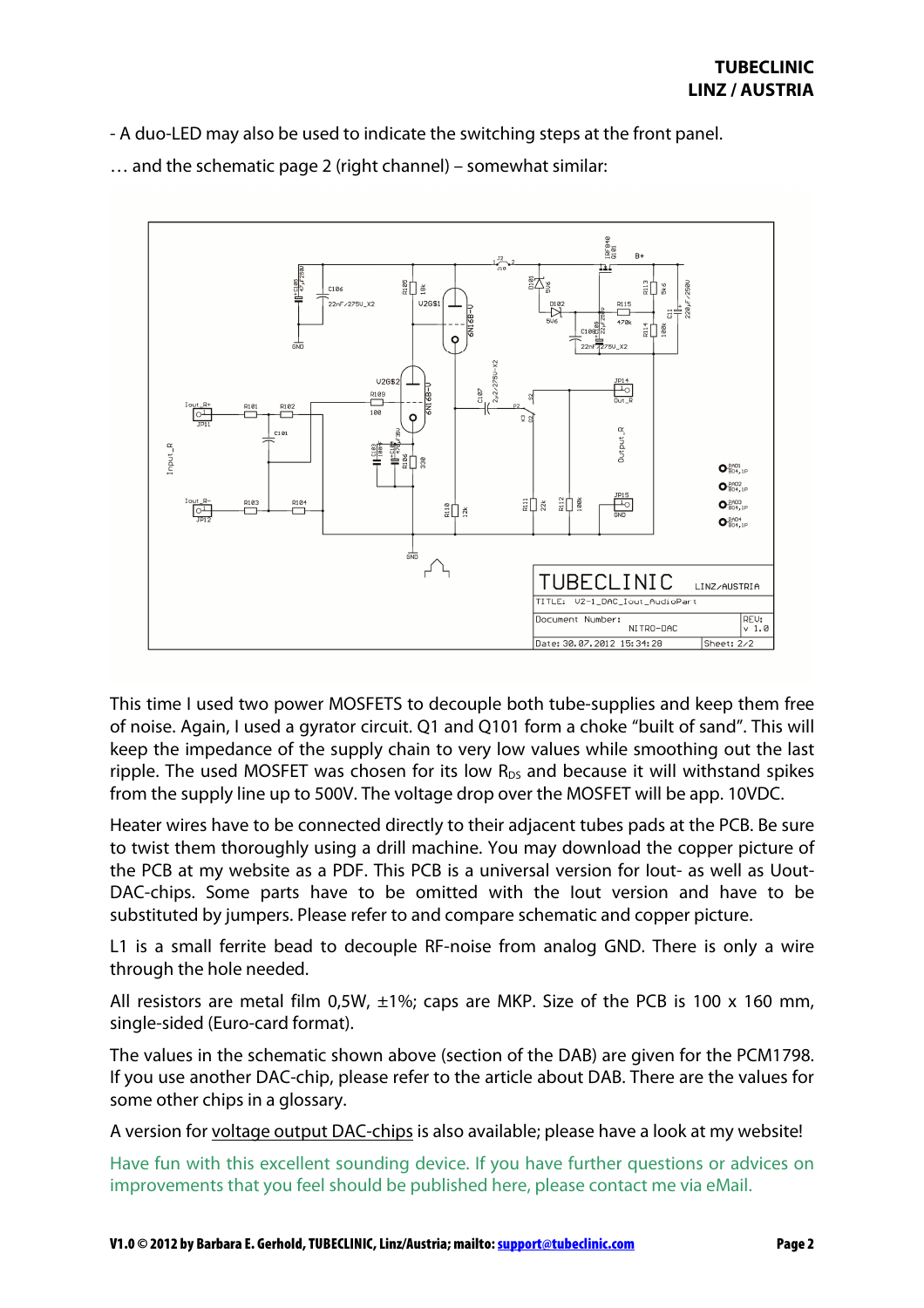- A duo-LED may also be used to indicate the switching steps at the front panel.

… and the schematic page 2 (right channel) – somewhat similar:

This time I used two power MOSFETS to decouple both tube-supplies and keep them free of noise. Again, I used a gyrator circuit. Q1 and Q101 form a choke "built of sand". This will keep the impedance of the supply chain to very low values while smoothing out the last ripple. The used MOSFET was chosen for its low $R_{DS}$ and because it will withstand spikes from the supply line up to 500V. The voltage drop over the MOSFET will be app. 10VDC.

Heater wires have to be connected directly to their adjacent tubes pads at the PCB. Be sure to twist them thoroughly using a drill machine. You may download the copper picture of the PCB at my website as a PDF. This PCB is a universal version for Iout- as well as Uout-DAC-chips. Some parts have to be omitted with the Iout version and have to be substituted by jumpers. Please refer to and compare schematic and copper picture.

L1 is a small ferrite bead to decouple RF-noise from analog GND. There is only a wire through the hole needed.

All resistors are metal film 0,5W, ±1%; caps are MKP. Size of the PCB is 100 x 160 mm, single-sided (Euro-card format).

The values in the schematic shown above (section of the DAB) are given for the PCM1798. If you use another DAC-chip, please refer to the article about DAB. There are the values for some other chips in a glossary.

A version for voltage output DAC-chips is also available; please have a look at my website!

Have fun with this excellent sounding device. If you have further questions or advices on improvements that you feel should be published here, please contact me via eMail.

V1.0 © 2012 by Barbara E. Gerhold, TUBECLINIC, Linz/Austria; mailto: support@tubeclinic.com